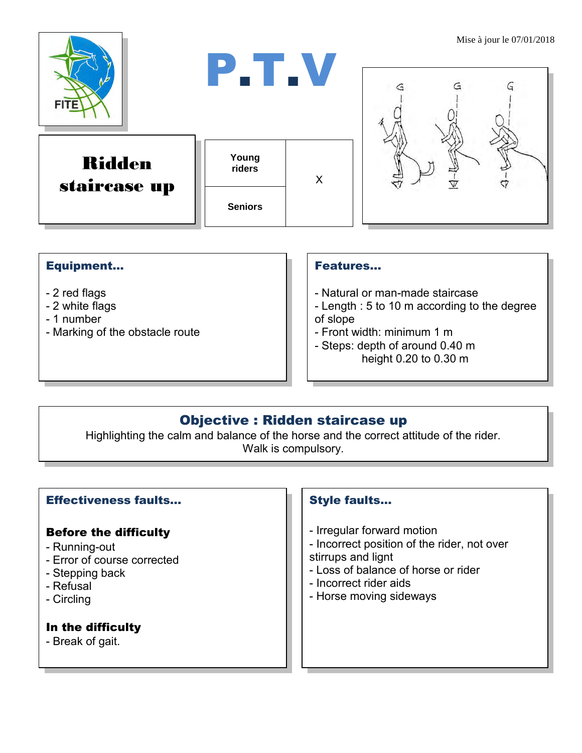Mise à jour le 07/01/2018

# P.T.V

## Ridden staircase up

| Young riders | X |
| --- | --- |
| Seniors | |

### Equipment…

- 2 red flags
- 2 white flags
- 1 number
- Marking of the obstacle route

### Features…

- Natural or man-made staircase
- Length : 5 to 10 m according to the degree of slope
- Front width: minimum 1 m
- Steps: depth of around 0.40 m
  height 0.20 to 0.30 m

### Objective : Ridden staircase up

Highlighting the calm and balance of the horse and the correct attitude of the rider.
Walk is compulsory.

### Effectiveness faults…

**Before the difficulty**

- Running-out
- Error of course corrected
- Stepping back
- Refusal
- Circling

**In the difficulty**

- Break of gait.

### Style faults…

- Irregular forward motion
- Incorrect position of the rider, not over stirrups and lignt
- Loss of balance of horse or rider
- Incorrect rider aids
- Horse moving sideways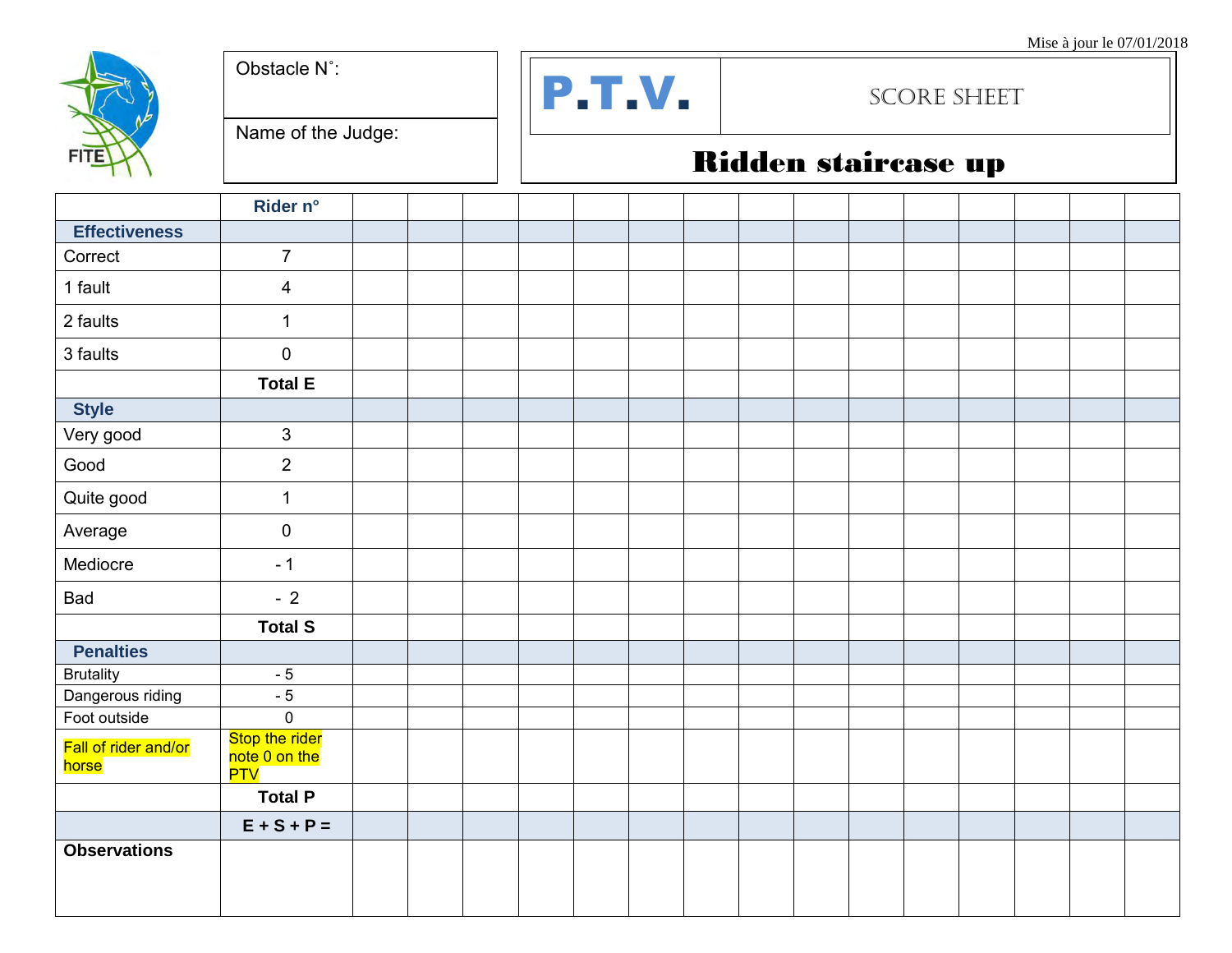Mise à jour le 07/01/2018

| | |
|---|---|
| Obstacle N°: | |
| Name of the Judge: | |

# P.T.V.

SCORE SHEET

## Ridden staircase up

| | Rider n° | | | | | | | | | | | | | | | |
|---|---|---|---|---|---|---|---|---|---|---|---|---|---|---|---|---|
| **Effectiveness** | | | | | | | | | | | | | | | | |
| Correct | 7 | | | | | | | | | | | | | | | |
| 1 fault | 4 | | | | | | | | | | | | | | | |
| 2 faults | 1 | | | | | | | | | | | | | | | |
| 3 faults | 0 | | | | | | | | | | | | | | | |
| | **Total E** | | | | | | | | | | | | | | | |
| **Style** | | | | | | | | | | | | | | | | |
| Very good | 3 | | | | | | | | | | | | | | | |
| Good | 2 | | | | | | | | | | | | | | | |
| Quite good | 1 | | | | | | | | | | | | | | | |
| Average | 0 | | | | | | | | | | | | | | | |
| Mediocre | - 1 | | | | | | | | | | | | | | | |
| Bad | - 2 | | | | | | | | | | | | | | | |
| | **Total S** | | | | | | | | | | | | | | | |
| **Penalties** | | | | | | | | | | | | | | | | |
| Brutality | - 5 | | | | | | | | | | | | | | | |
| Dangerous riding | - 5 | | | | | | | | | | | | | | | |
| Foot outside | 0 | | | | | | | | | | | | | | | |
| Fall of rider and/or horse | Stop the rider note 0 on the PTV | | | | | | | | | | | | | | | |
| | **Total P** | | | | | | | | | | | | | | | |
| | **E + S + P =** | | | | | | | | | | | | | | | |
| **Observations** | | | | | | | | | | | | | | | | |